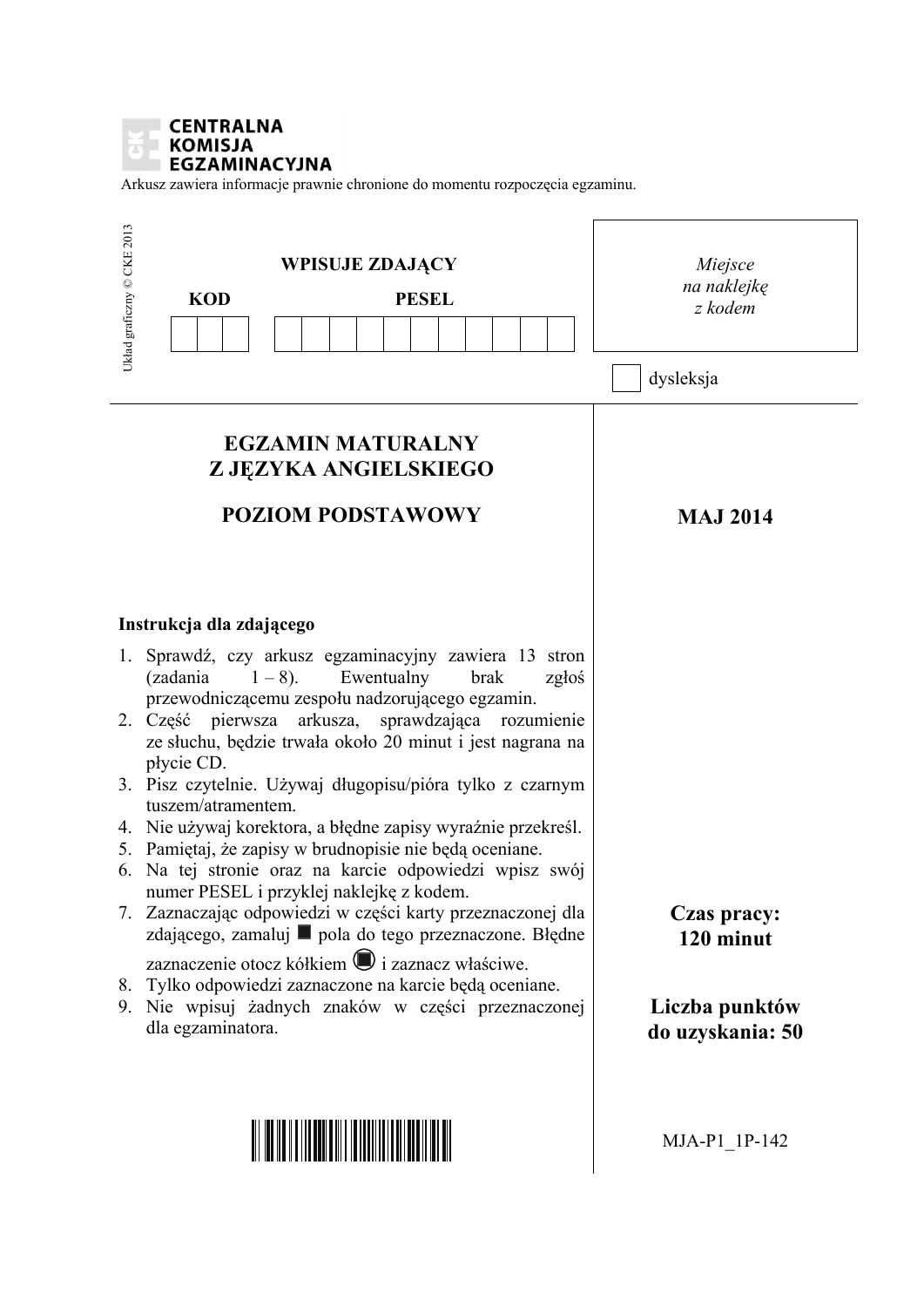**CENTRALNA KOMISJA EGZAMINACYJNA**

Arkusz zawiera informacje prawnie chronione do momentu rozpoczęcia egzaminu.

Układ graficzny © CKE 2013

**WPISUJE ZDAJĄCY**

| **KOD** | **PESEL** |
|---|---|
| | |

*Miejsce na naklejkę z kodem*

dysleksja

# EGZAMIN MATURALNY Z JĘZYKA ANGIELSKIEGO

## POZIOM PODSTAWOWY

**MAJ 2014**

**Instrukcja dla zdającego**

1. Sprawdź, czy arkusz egzaminacyjny zawiera 13 stron (zadania 1 – 8). Ewentualny brak zgłoś przewodniczącemu zespołu nadzorującego egzamin.
2. Część pierwsza arkusza, sprawdzająca rozumienie ze słuchu, będzie trwała około 20 minut i jest nagrana na płycie CD.
3. Pisz czytelnie. Używaj długopisu/pióra tylko z czarnym tuszem/atramentem.
4. Nie używaj korektora, a błędne zapisy wyraźnie przekreśl.
5. Pamiętaj, że zapisy w brudnopisie nie będą oceniane.
6. Na tej stronie oraz na karcie odpowiedzi wpisz swój numer PESEL i przyklej naklejkę z kodem.
7. Zaznaczając odpowiedzi w części karty przeznaczonej dla zdającego, zamaluj ■ pola do tego przeznaczone. Błędne zaznaczenie otocz kółkiem ◉ i zaznacz właściwe.
8. Tylko odpowiedzi zaznaczone na karcie będą oceniane.
9. Nie wpisuj żadnych znaków w części przeznaczonej dla egzaminatora.

**Czas pracy: 120 minut**

**Liczba punktów do uzyskania: 50**

MJA-P1_1P-142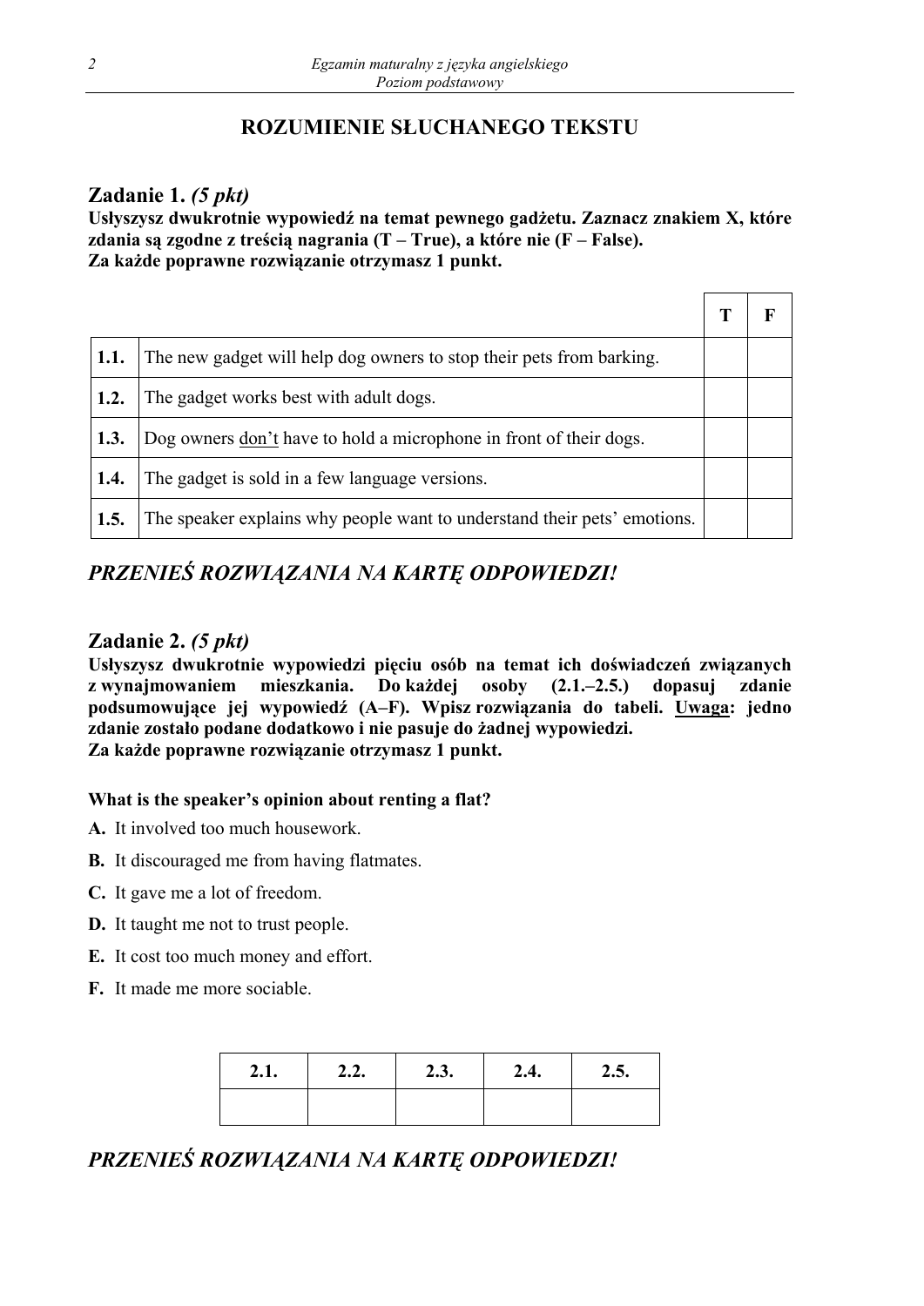## ROZUMIENIE SŁUCHANEGO TEKSTU

### Zadanie 1. *(5 pkt)*

**Usłyszysz dwukrotnie wypowiedź na temat pewnego gadżetu. Zaznacz znakiem X, które zdania są zgodne z treścią nagrania (T – True), a które nie (F – False).**
**Za każde poprawne rozwiązanie otrzymasz 1 punkt.**

| | | T | F |
|---|---|---|---|
| **1.1.** | The new gadget will help dog owners to stop their pets from barking. | | |
| **1.2.** | The gadget works best with adult dogs. | | |
| **1.3.** | Dog owners <u>don't</u> have to hold a microphone in front of their dogs. | | |
| **1.4.** | The gadget is sold in a few language versions. | | |
| **1.5.** | The speaker explains why people want to understand their pets' emotions. | | |

***PRZENIEŚ ROZWIĄZANIA NA KARTĘ ODPOWIEDZI!***

### Zadanie 2. *(5 pkt)*

**Usłyszysz dwukrotnie wypowiedzi pięciu osób na temat ich doświadczeń związanych z wynajmowaniem mieszkania. Do każdej osoby (2.1.–2.5.) dopasuj zdanie podsumowujące jej wypowiedź (A–F). Wpisz rozwiązania do tabeli. <u>Uwaga</u>: jedno zdanie zostało podane dodatkowo i nie pasuje do żadnej wypowiedzi.**
**Za każde poprawne rozwiązanie otrzymasz 1 punkt.**

**What is the speaker's opinion about renting a flat?**

**A.** It involved too much housework.

**B.** It discouraged me from having flatmates.

**C.** It gave me a lot of freedom.

**D.** It taught me not to trust people.

**E.** It cost too much money and effort.

**F.** It made me more sociable.

| 2.1. | 2.2. | 2.3. | 2.4. | 2.5. |
|---|---|---|---|---|
| | | | | |

***PRZENIEŚ ROZWIĄZANIA NA KARTĘ ODPOWIEDZI!***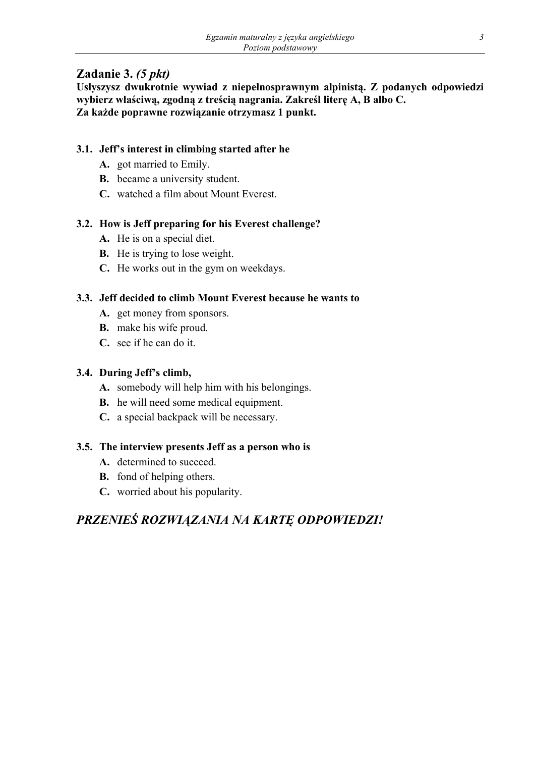## Zadanie 3. *(5 pkt)*

**Usłyszysz dwukrotnie wywiad z niepełnosprawnym alpinistą. Z podanych odpowiedzi wybierz właściwą, zgodną z treścią nagrania. Zakreśl literę A, B albo C.**
**Za każde poprawne rozwiązanie otrzymasz 1 punkt.**

**3.1. Jeff's interest in climbing started after he**

- **A.** got married to Emily.
- **B.** became a university student.
- **C.** watched a film about Mount Everest.

**3.2. How is Jeff preparing for his Everest challenge?**

- **A.** He is on a special diet.
- **B.** He is trying to lose weight.
- **C.** He works out in the gym on weekdays.

**3.3. Jeff decided to climb Mount Everest because he wants to**

- **A.** get money from sponsors.
- **B.** make his wife proud.
- **C.** see if he can do it.

**3.4. During Jeff's climb,**

- **A.** somebody will help him with his belongings.
- **B.** he will need some medical equipment.
- **C.** a special backpack will be necessary.

**3.5. The interview presents Jeff as a person who is**

- **A.** determined to succeed.
- **B.** fond of helping others.
- **C.** worried about his popularity.

***PRZENIEŚ ROZWIĄZANIA NA KARTĘ ODPOWIEDZI!***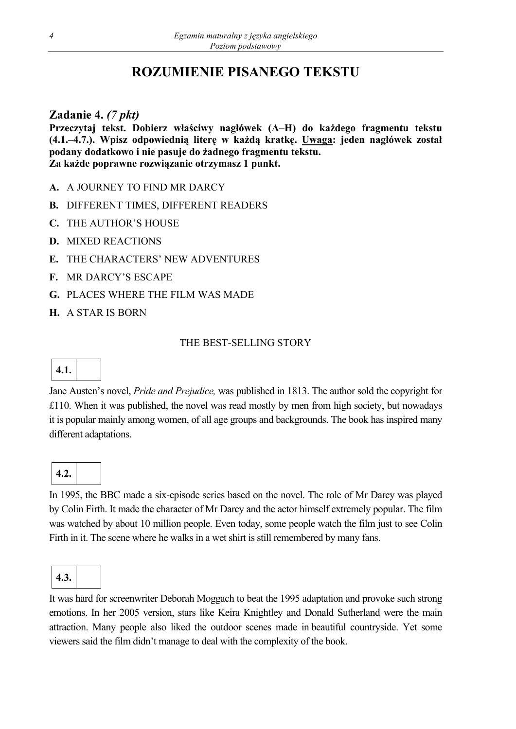# ROZUMIENIE PISANEGO TEKSTU

## Zadanie 4. *(7 pkt)*

**Przeczytaj tekst. Dobierz właściwy nagłówek (A–H) do każdego fragmentu tekstu (4.1.–4.7.). Wpisz odpowiednią literę w każdą kratkę. Uwaga: jeden nagłówek został podany dodatkowo i nie pasuje do żadnego fragmentu tekstu.**
**Za każde poprawne rozwiązanie otrzymasz 1 punkt.**

**A.** A JOURNEY TO FIND MR DARCY

**B.** DIFFERENT TIMES, DIFFERENT READERS

**C.** THE AUTHOR'S HOUSE

**D.** MIXED REACTIONS

**E.** THE CHARACTERS' NEW ADVENTURES

**F.** MR DARCY'S ESCAPE

**G.** PLACES WHERE THE FILM WAS MADE

**H.** A STAR IS BORN

THE BEST-SELLING STORY

**4.1.** ☐

Jane Austen's novel, *Pride and Prejudice,* was published in 1813. The author sold the copyright for £110. When it was published, the novel was read mostly by men from high society, but nowadays it is popular mainly among women, of all age groups and backgrounds. The book has inspired many different adaptations.

**4.2.** ☐

In 1995, the BBC made a six-episode series based on the novel. The role of Mr Darcy was played by Colin Firth. It made the character of Mr Darcy and the actor himself extremely popular. The film was watched by about 10 million people. Even today, some people watch the film just to see Colin Firth in it. The scene where he walks in a wet shirt is still remembered by many fans.

**4.3.** ☐

It was hard for screenwriter Deborah Moggach to beat the 1995 adaptation and provoke such strong emotions. In her 2005 version, stars like Keira Knightley and Donald Sutherland were the main attraction. Many people also liked the outdoor scenes made in beautiful countryside. Yet some viewers said the film didn't manage to deal with the complexity of the book.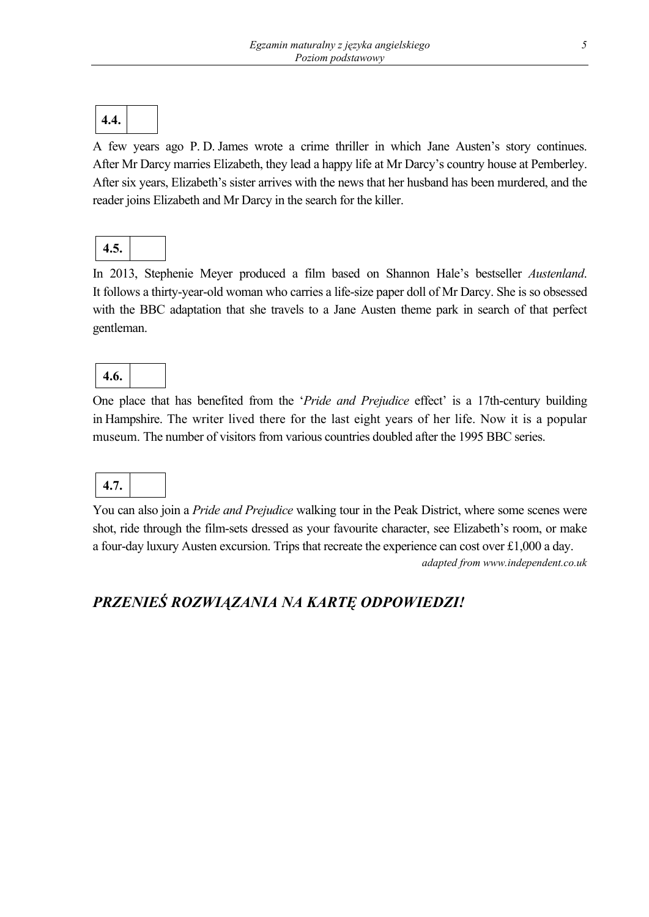| 4.4. | |
|---|---|

A few years ago P. D. James wrote a crime thriller in which Jane Austen's story continues. After Mr Darcy marries Elizabeth, they lead a happy life at Mr Darcy's country house at Pemberley. After six years, Elizabeth's sister arrives with the news that her husband has been murdered, and the reader joins Elizabeth and Mr Darcy in the search for the killer.

| 4.5. | |
|---|---|

In 2013, Stephenie Meyer produced a film based on Shannon Hale's bestseller *Austenland*. It follows a thirty-year-old woman who carries a life-size paper doll of Mr Darcy. She is so obsessed with the BBC adaptation that she travels to a Jane Austen theme park in search of that perfect gentleman.

| 4.6. | |
|---|---|

One place that has benefited from the '*Pride and Prejudice* effect' is a 17th-century building in Hampshire. The writer lived there for the last eight years of her life. Now it is a popular museum. The number of visitors from various countries doubled after the 1995 BBC series.

| 4.7. | |
|---|---|

You can also join a *Pride and Prejudice* walking tour in the Peak District, where some scenes were shot, ride through the film-sets dressed as your favourite character, see Elizabeth's room, or make a four-day luxury Austen excursion. Trips that recreate the experience can cost over £1,000 a day.

*adapted from www.independent.co.uk*

## *PRZENIEŚ ROZWIĄZANIA NA KARTĘ ODPOWIEDZI!*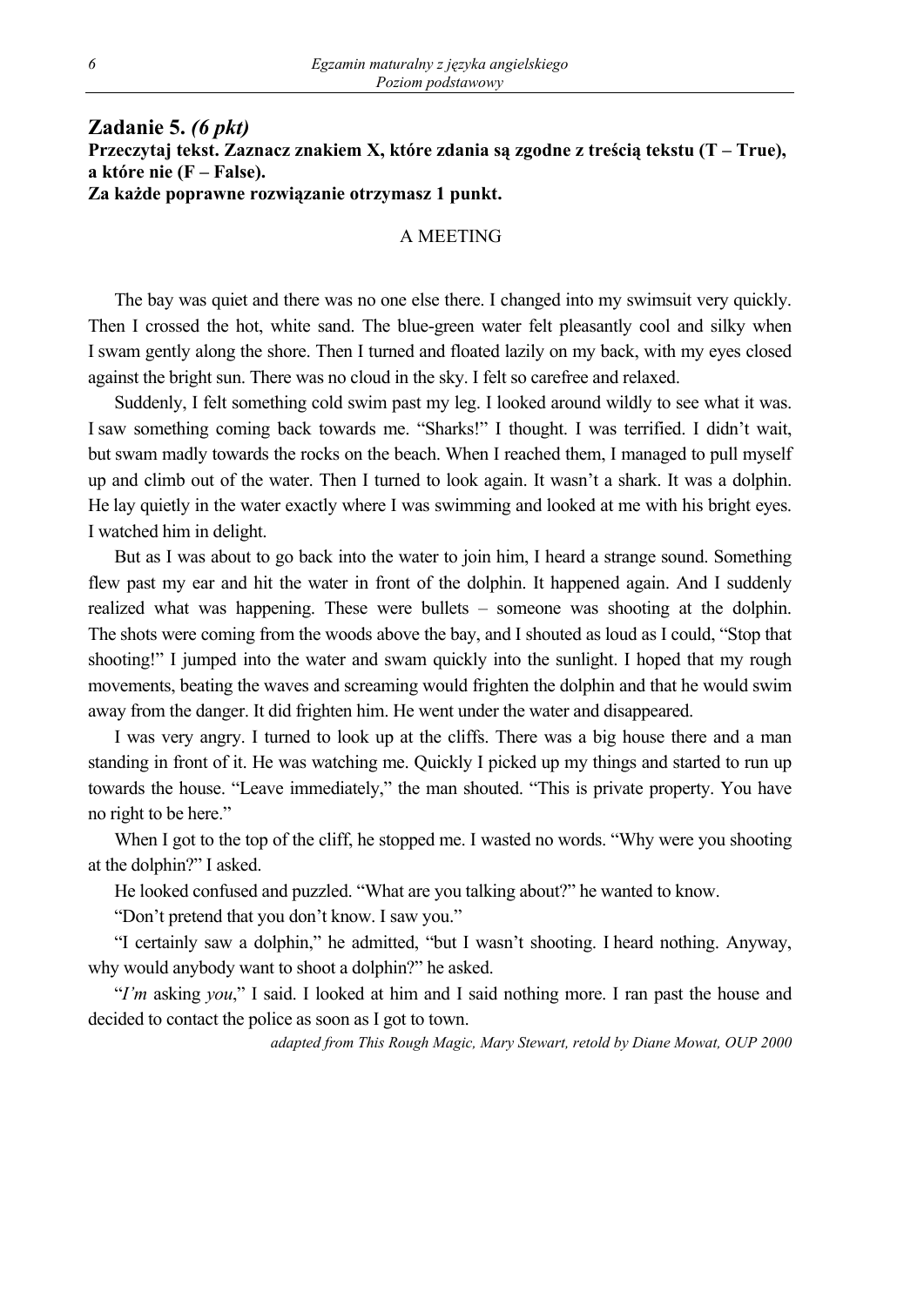## Zadanie 5. *(6 pkt)*

**Przeczytaj tekst. Zaznacz znakiem X, które zdania są zgodne z treścią tekstu (T – True), a które nie (F – False).**
**Za każde poprawne rozwiązanie otrzymasz 1 punkt.**

A MEETING

The bay was quiet and there was no one else there. I changed into my swimsuit very quickly. Then I crossed the hot, white sand. The blue-green water felt pleasantly cool and silky when I swam gently along the shore. Then I turned and floated lazily on my back, with my eyes closed against the bright sun. There was no cloud in the sky. I felt so carefree and relaxed.

Suddenly, I felt something cold swim past my leg. I looked around wildly to see what it was. I saw something coming back towards me. "Sharks!" I thought. I was terrified. I didn't wait, but swam madly towards the rocks on the beach. When I reached them, I managed to pull myself up and climb out of the water. Then I turned to look again. It wasn't a shark. It was a dolphin. He lay quietly in the water exactly where I was swimming and looked at me with his bright eyes. I watched him in delight.

But as I was about to go back into the water to join him, I heard a strange sound. Something flew past my ear and hit the water in front of the dolphin. It happened again. And I suddenly realized what was happening. These were bullets – someone was shooting at the dolphin. The shots were coming from the woods above the bay, and I shouted as loud as I could, "Stop that shooting!" I jumped into the water and swam quickly into the sunlight. I hoped that my rough movements, beating the waves and screaming would frighten the dolphin and that he would swim away from the danger. It did frighten him. He went under the water and disappeared.

I was very angry. I turned to look up at the cliffs. There was a big house there and a man standing in front of it. He was watching me. Quickly I picked up my things and started to run up towards the house. "Leave immediately," the man shouted. "This is private property. You have no right to be here."

When I got to the top of the cliff, he stopped me. I wasted no words. "Why were you shooting at the dolphin?" I asked.

He looked confused and puzzled. "What are you talking about?" he wanted to know.

"Don't pretend that you don't know. I saw you."

"I certainly saw a dolphin," he admitted, "but I wasn't shooting. I heard nothing. Anyway, why would anybody want to shoot a dolphin?" he asked.

"*I'm* asking *you*," I said. I looked at him and I said nothing more. I ran past the house and decided to contact the police as soon as I got to town.

*adapted from This Rough Magic, Mary Stewart, retold by Diane Mowat, OUP 2000*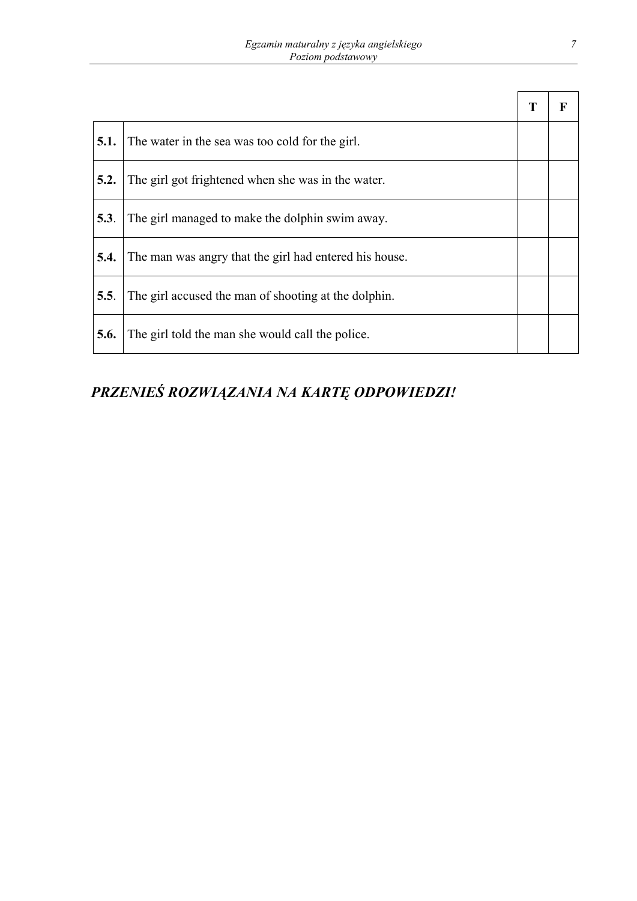| | | T | F |
|---|---|---|---|
| **5.1.** | The water in the sea was too cold for the girl. | | |
| **5.2.** | The girl got frightened when she was in the water. | | |
| **5.3**. | The girl managed to make the dolphin swim away. | | |
| **5.4.** | The man was angry that the girl had entered his house. | | |
| **5.5**. | The girl accused the man of shooting at the dolphin. | | |
| **5.6.** | The girl told the man she would call the police. | | |

***PRZENIEŚ ROZWIĄZANIA NA KARTĘ ODPOWIEDZI!***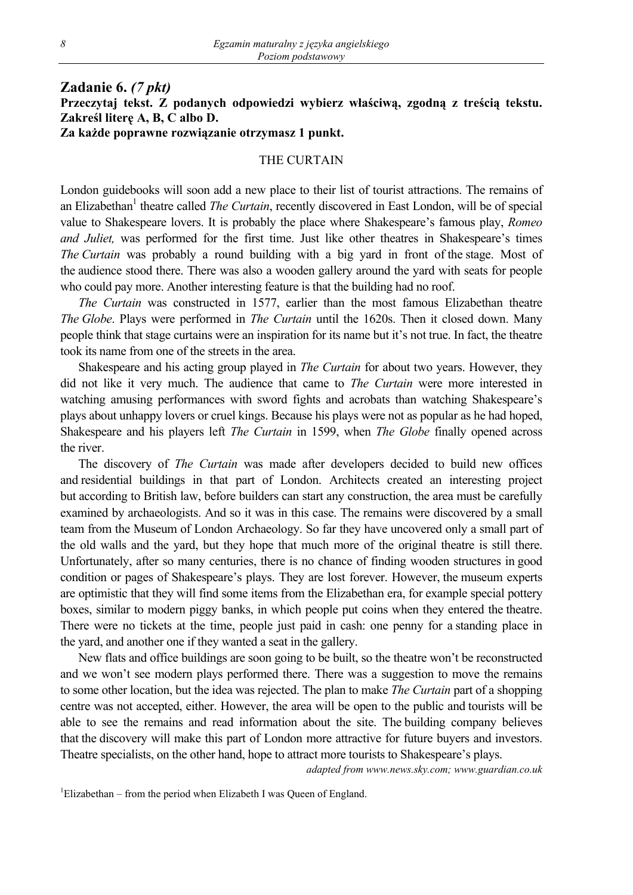## Zadanie 6. *(7 pkt)*

**Przeczytaj tekst. Z podanych odpowiedzi wybierz właściwą, zgodną z treścią tekstu. Zakreśl literę A, B, C albo D.**

**Za każde poprawne rozwiązanie otrzymasz 1 punkt.**

### THE CURTAIN

London guidebooks will soon add a new place to their list of tourist attractions. The remains of an Elizabethan[1] theatre called *The Curtain*, recently discovered in East London, will be of special value to Shakespeare lovers. It is probably the place where Shakespeare's famous play, *Romeo and Juliet,* was performed for the first time. Just like other theatres in Shakespeare's times *The Curtain* was probably a round building with a big yard in front of the stage. Most of the audience stood there. There was also a wooden gallery around the yard with seats for people who could pay more. Another interesting feature is that the building had no roof.

*The Curtain* was constructed in 1577, earlier than the most famous Elizabethan theatre *The Globe*. Plays were performed in *The Curtain* until the 1620s. Then it closed down. Many people think that stage curtains were an inspiration for its name but it's not true. In fact, the theatre took its name from one of the streets in the area.

Shakespeare and his acting group played in *The Curtain* for about two years. However, they did not like it very much. The audience that came to *The Curtain* were more interested in watching amusing performances with sword fights and acrobats than watching Shakespeare's plays about unhappy lovers or cruel kings. Because his plays were not as popular as he had hoped, Shakespeare and his players left *The Curtain* in 1599, when *The Globe* finally opened across the river.

The discovery of *The Curtain* was made after developers decided to build new offices and residential buildings in that part of London. Architects created an interesting project but according to British law, before builders can start any construction, the area must be carefully examined by archaeologists. And so it was in this case. The remains were discovered by a small team from the Museum of London Archaeology. So far they have uncovered only a small part of the old walls and the yard, but they hope that much more of the original theatre is still there. Unfortunately, after so many centuries, there is no chance of finding wooden structures in good condition or pages of Shakespeare's plays. They are lost forever. However, the museum experts are optimistic that they will find some items from the Elizabethan era, for example special pottery boxes, similar to modern piggy banks, in which people put coins when they entered the theatre. There were no tickets at the time, people just paid in cash: one penny for a standing place in the yard, and another one if they wanted a seat in the gallery.

New flats and office buildings are soon going to be built, so the theatre won't be reconstructed and we won't see modern plays performed there. There was a suggestion to move the remains to some other location, but the idea was rejected. The plan to make *The Curtain* part of a shopping centre was not accepted, either. However, the area will be open to the public and tourists will be able to see the remains and read information about the site. The building company believes that the discovery will make this part of London more attractive for future buyers and investors. Theatre specialists, on the other hand, hope to attract more tourists to Shakespeare's plays.

*adapted from www.news.sky.com; www.guardian.co.uk*

[1]Elizabethan – from the period when Elizabeth I was Queen of England.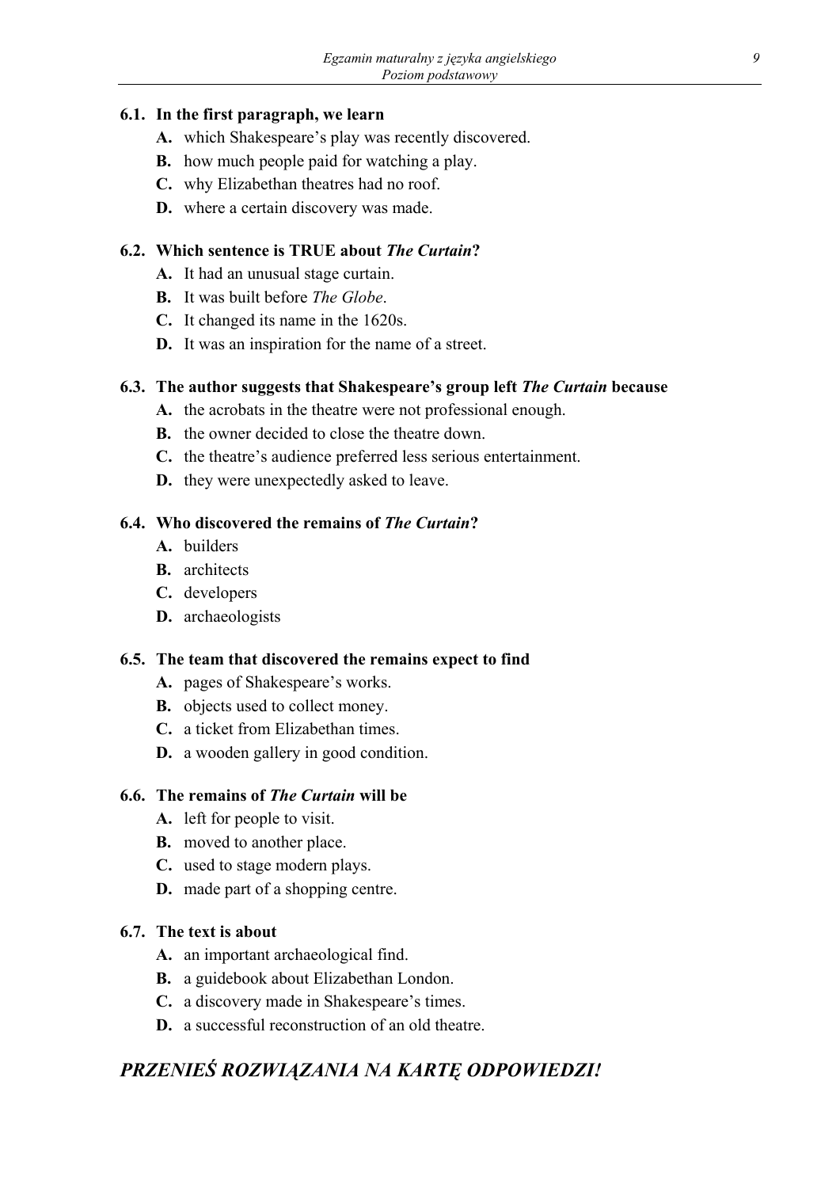**6.1. In the first paragraph, we learn**

**A.** which Shakespeare's play was recently discovered.
**B.** how much people paid for watching a play.
**C.** why Elizabethan theatres had no roof.
**D.** where a certain discovery was made.

**6.2. Which sentence is TRUE about *The Curtain*?**

**A.** It had an unusual stage curtain.
**B.** It was built before *The Globe*.
**C.** It changed its name in the 1620s.
**D.** It was an inspiration for the name of a street.

**6.3. The author suggests that Shakespeare's group left *The Curtain* because**

**A.** the acrobats in the theatre were not professional enough.
**B.** the owner decided to close the theatre down.
**C.** the theatre's audience preferred less serious entertainment.
**D.** they were unexpectedly asked to leave.

**6.4. Who discovered the remains of *The Curtain*?**

**A.** builders
**B.** architects
**C.** developers
**D.** archaeologists

**6.5. The team that discovered the remains expect to find**

**A.** pages of Shakespeare's works.
**B.** objects used to collect money.
**C.** a ticket from Elizabethan times.
**D.** a wooden gallery in good condition.

**6.6. The remains of *The Curtain* will be**

**A.** left for people to visit.
**B.** moved to another place.
**C.** used to stage modern plays.
**D.** made part of a shopping centre.

**6.7. The text is about**

**A.** an important archaeological find.
**B.** a guidebook about Elizabethan London.
**C.** a discovery made in Shakespeare's times.
**D.** a successful reconstruction of an old theatre.

## *PRZENIEŚ ROZWIĄZANIA NA KARTĘ ODPOWIEDZI!*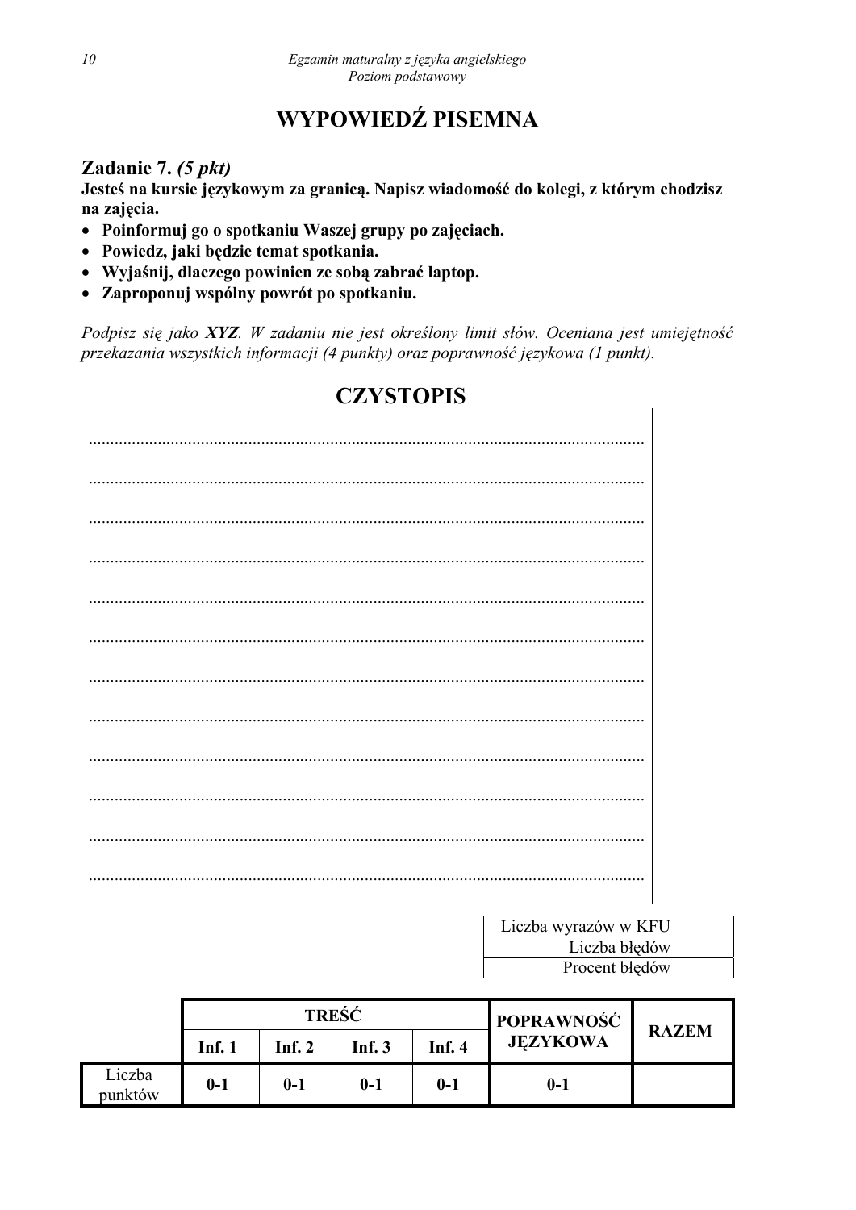# WYPOWIEDŹ PISEMNA

## Zadanie 7. *(5 pkt)*

**Jesteś na kursie językowym za granicą. Napisz wiadomość do kolegi, z którym chodzisz na zajęcia.**

- **Poinformuj go o spotkaniu Waszej grupy po zajęciach.**
- **Powiedz, jaki będzie temat spotkania.**
- **Wyjaśnij, dlaczego powinien ze sobą zabrać laptop.**
- **Zaproponuj wspólny powrót po spotkaniu.**

*Podpisz się jako **XYZ**. W zadaniu nie jest określony limit słów. Oceniana jest umiejętność przekazania wszystkich informacji (4 punkty) oraz poprawność językowa (1 punkt).*

# CZYSTOPIS

..............................................................................................................................

..............................................................................................................................

..............................................................................................................................

..............................................................................................................................

..............................................................................................................................

..............................................................................................................................

..............................................................................................................................

..............................................................................................................................

..............................................................................................................................

..............................................................................................................................

..............................................................................................................................

..............................................................................................................................

| | |
|---|---|
| Liczba wyrazów w KFU | |
| Liczba błędów | |
| Procent błędów | |

| | TREŚĆ | | | | POPRAWNOŚĆ JĘZYKOWA | RAZEM |
|---|---|---|---|---|---|---|
| | Inf. 1 | Inf. 2 | Inf. 3 | Inf. 4 | | |
| Liczba punktów | 0-1 | 0-1 | 0-1 | 0-1 | 0-1 | |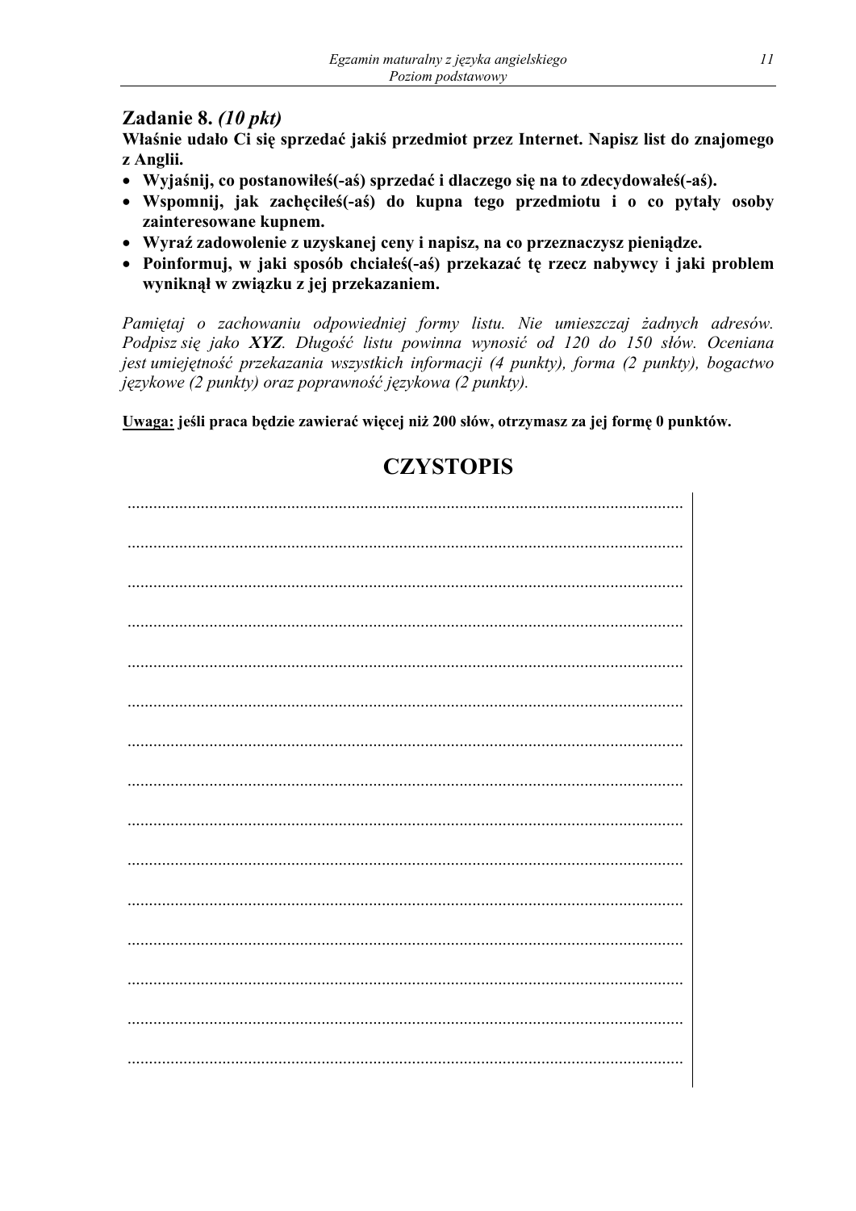## Zadanie 8. *(10 pkt)*

**Właśnie udało Ci się sprzedać jakiś przedmiot przez Internet. Napisz list do znajomego z Anglii.**

- **Wyjaśnij, co postanowiłeś(-aś) sprzedać i dlaczego się na to zdecydowałeś(-aś).**
- **Wspomnij, jak zachęciłeś(-aś) do kupna tego przedmiotu i o co pytały osoby zainteresowane kupnem.**
- **Wyraź zadowolenie z uzyskanej ceny i napisz, na co przeznaczysz pieniądze.**
- **Poinformuj, w jaki sposób chciałeś(-aś) przekazać tę rzecz nabywcy i jaki problem wyniknął w związku z jej przekazaniem.**

*Pamiętaj o zachowaniu odpowiedniej formy listu. Nie umieszczaj żadnych adresów. Podpisz się jako **XYZ**. Długość listu powinna wynosić od 120 do 150 słów. Oceniana jest umiejętność przekazania wszystkich informacji (4 punkty), forma (2 punkty), bogactwo językowe (2 punkty) oraz poprawność językowa (2 punkty).*

**<u>Uwaga:</u> jeśli praca będzie zawierać więcej niż 200 słów, otrzymasz za jej formę 0 punktów.**

# CZYSTOPIS

................................................................................................................................

................................................................................................................................

................................................................................................................................

................................................................................................................................

................................................................................................................................

................................................................................................................................

................................................................................................................................

................................................................................................................................

................................................................................................................................

................................................................................................................................

................................................................................................................................

................................................................................................................................

................................................................................................................................

................................................................................................................................

................................................................................................................................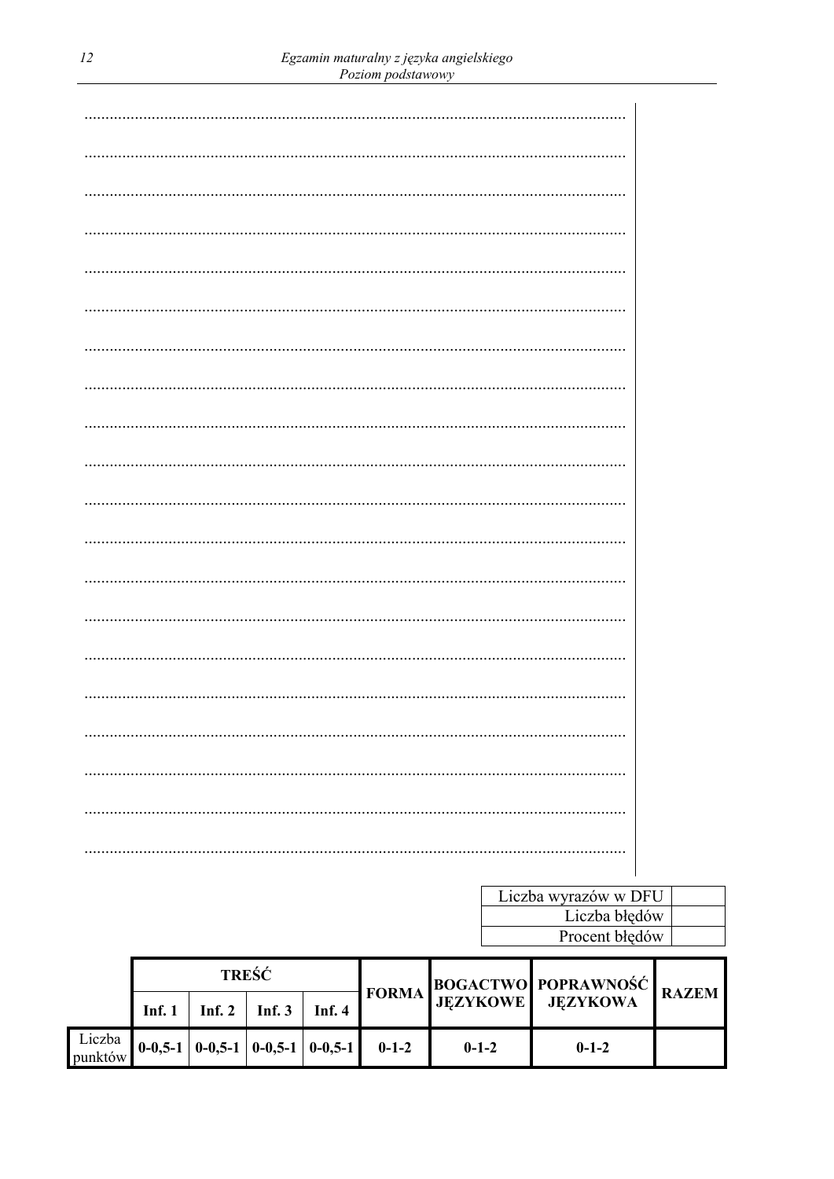| Liczba wyrazów w DFU | |
|---|---|
| Liczba błędów | |
| Procent błędów | |

| | TREŚĆ | | | | FORMA | BOGACTWO JĘZYKOWE | POPRAWNOŚĆ JĘZYKOWA | RAZEM |
|---|---|---|---|---|---|---|---|---|
| | Inf. 1 | Inf. 2 | Inf. 3 | Inf. 4 | | | | |
| Liczba punktów | 0-0,5-1 | 0-0,5-1 | 0-0,5-1 | 0-0,5-1 | 0-1-2 | 0-1-2 | 0-1-2 | |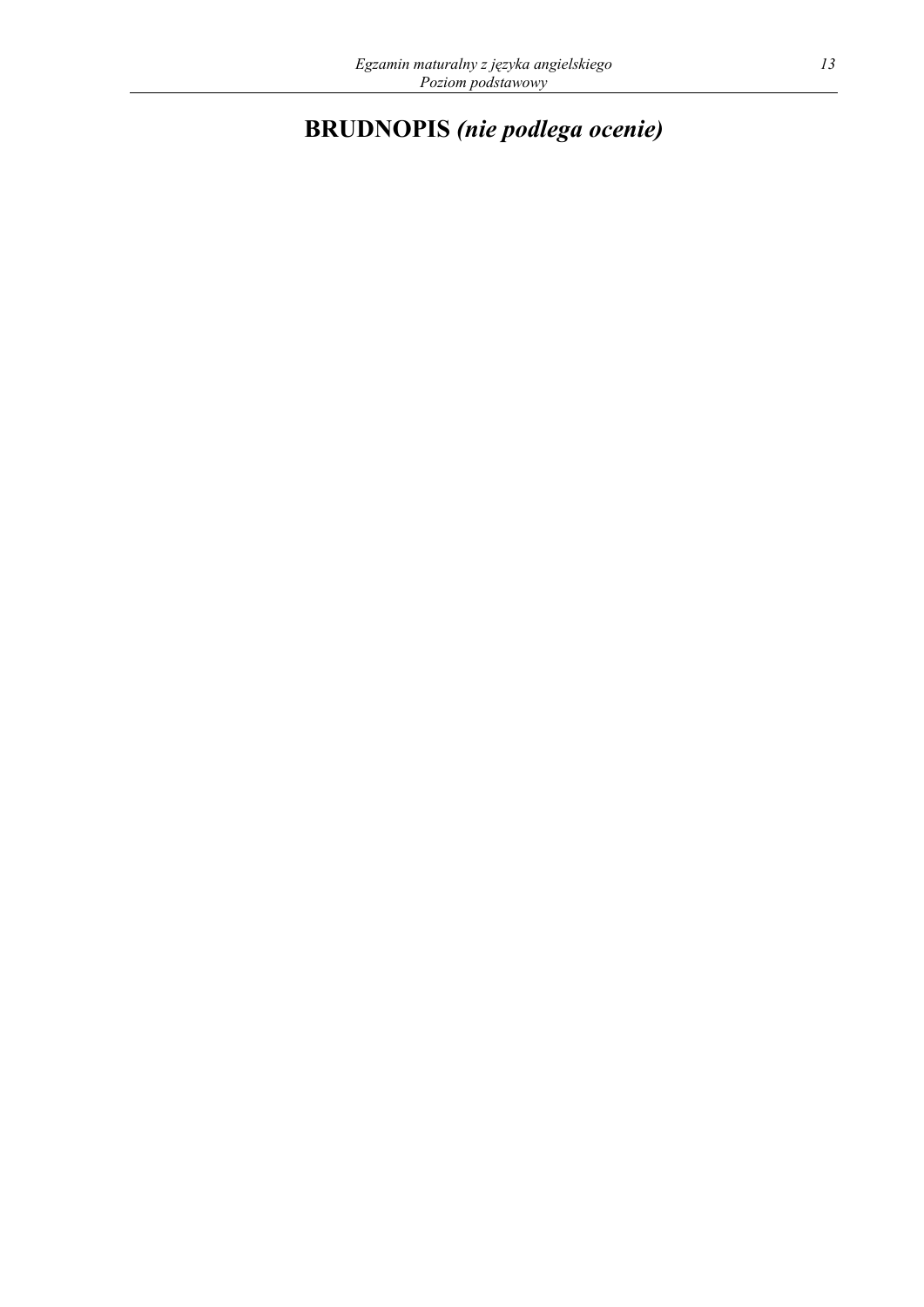# **BRUDNOPIS** *(nie podlega ocenie)*